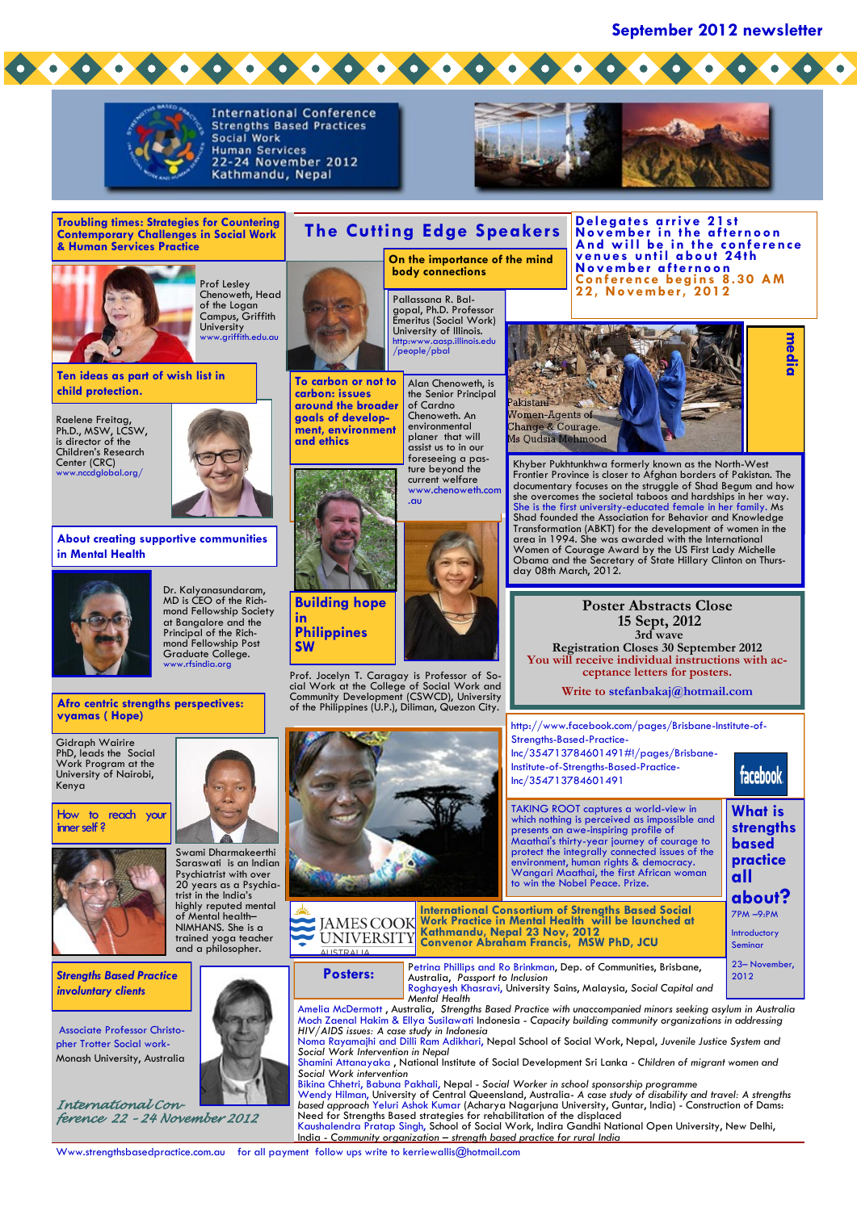# September 2012 newsletter

International Conference
Strengths Based Practices
Social Work
Human Services
22-24 November 2012
Kathmandu, Nepal

## Troubling times: Strategies for Countering Contemporary Challenges in Social Work & Human Services Practice

Prof Lesley Chenoweth, Head of the Logan Campus, Griffith University
www.griffith.edu.au

## Ten ideas as part of wish list in child protection.

Raelene Freitag, Ph.D., MSW, LCSW, is director of the Children's Research Center (CRC)
www.nccdglobal.org/

## About creating supportive communities in Mental Health

Dr. Kalyanasundaram, MD is CEO of the Richmond Fellowship Society at Bangalore and the Principal of the Richmond Fellowship Post Graduate College.
www.rfsindia.org

## Afro centric strengths perspectives: vyamas ( Hope)

Gidraph Wairire PhD, leads the Social Work Program at the University of Nairobi, Kenya

## How to reach your inner self ?

Swami Dharmakeerthi Saraswati is an Indian Psychiatrist with over 20 years as a Psychiatrist in the India's highly reputed mental of Mental health– NIMHANS. She is a trained yoga teacher and a philosopher.

## *Strengths Based Practice involuntary clients*

Associate Professor Christopher Trotter Social work- Monash University, Australia

*International Conference 22 - 24 November 2012*

# The Cutting Edge Speakers

## On the importance of the mind body connections

Pallassana R. Balgopal, Ph.D. Professor Emeritus (Social Work) University of Illinois.
http:www.aasp.illinois.edu/people/pbal

## To carbon or not to carbon: issues around the broader goals of development, environment and ethics

Alan Chenoweth, is the Senior Principal of Cardno Chenoweth. An environmental planner that will assist us to in our foreseeing a pasture beyond the current welfare
www.chenoweth.com.au

## Building hope in Philippines SW

Prof. Jocelyn T. Caragay is Professor of Social Work at the College of Social Work and Community Development (CSWCD), University of the Philippines (U.P.), Diliman, Quezon City.

TAKING ROOT captures a world-view in which nothing is perceived as impossible and presents an awe-inspiring profile of Maathai's thirty-year journey of courage to protect the integrally connected issues of the environment, human rights & democracy. Wangari Maathai, the first African woman to win the Nobel Peace. Prize.

## Delegates arrive 21st November in the afternoon And will be in the conference venues until about 24th November afternoon

**Conference begins 8.30 AM 22, November, 2012**

## media

Pakistani– Women-Agents of Change & Courage. Ms Qudsia Mehmood

Khyber Pukhtunkhwa formerly known as the North-West Frontier Province is closer to Afghan borders of Pakistan. The documentary focuses on the struggle of Shad Begum and how she overcomes the societal taboos and hardships in her way. She is the first university-educated female in her family. Ms Shad founded the Association for Behavior and Knowledge Transformation (ABKT) for the development of women in the area in 1994. She was awarded with the International Women of Courage Award by the US First Lady Michelle Obama and the Secretary of State Hillary Clinton on Thursday 08th March, 2012.

## Poster Abstracts Close 15 Sept, 2012

3rd wave

Registration Closes 30 September 2012

You will receive individual instructions with acceptance letters for posters.

Write to stefanbakaj@hotmail.com

http://www.facebook.com/pages/Brisbane-Institute-of-Strengths-Based-Practice-Inc/354713784601491#!/pages/Brisbane-Institute-of-Strengths-Based-Practice-Inc/354713784601491

facebook

## What is strengths based practice all about?

7PM –9:PM

Introductory Seminar

23– November, 2012

JAMES COOK UNIVERSITY AUSTRALIA

**International Consortium of Strengths Based Social Work Practice in Mental Health will be launched at Kathmandu, Nepal 23 Nov, 2012 Convenor Abraham Francis, MSW PhD, JCU**

## Posters:

- Petrina Phillips and Ro Brinkman, Dep. of Communities, Brisbane, Australia, *Passport to Inclusion*
- Roghayesh Khasravi, University Sains, Malaysia, *Social Capital and Mental Health*
- Amelia McDermott , Australia, *Strengths Based Practice with unaccompanied minors seeking asylum in Australia*
- Moch Zaenal Hakim & Ellya Susilawati Indonesia - *Capacity building community organizations in addressing HIV/AIDS issues: A case study in Indonesia*
- Noma Rayamajhi and Dilli Ram Adikhari, Nepal School of Social Work, Nepal, *Juvenile Justice System and Social Work Intervention in Nepal*
- Shamini Attanayaka , National Institute of Social Development Sri Lanka - *Children of migrant women and Social Work intervention*
- Bikina Chhetri, Babuna Pakhali, Nepal - *Social Worker in school sponsorship programme*
- Wendy Hilman, University of Central Queensland, Australia- *A case study of disability and travel: A strengths based approach* Yeluri Ashok Kumar (Acharya Nagarjuna University, Guntar, India) - Construction of Dams: Need for Strengths Based strategies for rehabilitation of the displaced
- Kaushalendra Pratap Singh, School of Social Work, Indira Gandhi National Open University, New Delhi, India - *Community organization – strength based practice for rural India*

Www.strengthsbasedpractice.com.au for all payment follow ups write to kerriewallis@hotmail.com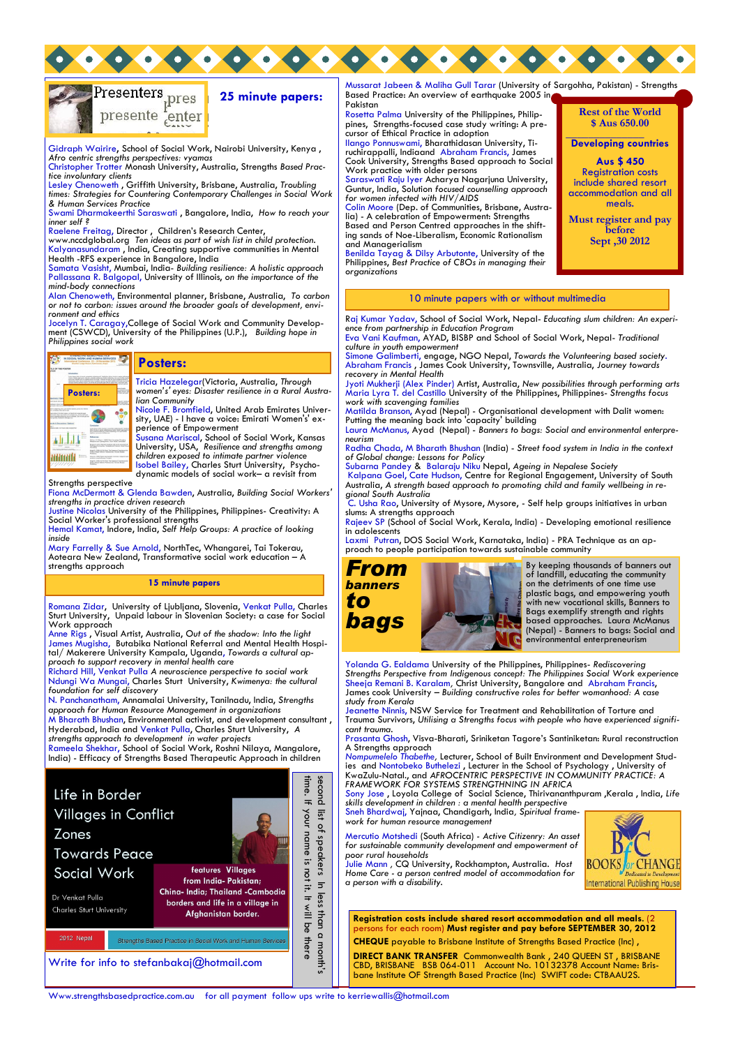## 25 minute papers:

Gidraph Wairire, School of Social Work, Nairobi University, Kenya , *Afro centric strengths perspectives: vyamas*
Christopher Trotter Monash University, Australia, Strengths *Based Practice with involuntary clients*
Lesley Chenoweth, Griffith University, Brisbane, Australia, *Troubling times: Strategies for Countering Contemporary Challenges in Social Work & Human Services Practice*
Swami Dharmakeerthi Saraswati , Bangalore, India, *How to reach your inner self ?*
Raelene Freitag, Director , Children's Research Center, www.nccdglobal.org *Ten ideas as part of wish list in child protection.*
Kalyanasundaram , India, Creating supportive communities in Mental Health -RFS experience in Bangalore, India
Samata Vasisht, Mumbai, India- *Building resilience: A holistic approach*
Pallassana R. Balgopal, University of Illinois, *on the importance of the mind-body connections*
Alan Chenoweth, Environmental planner, Brisbane, Australia, *To carbon or not to carbon: issues around the broader goals of development, environment and ethics*
Jocelyn T. Caragay,College of Social Work and Community Development (CSWCD), University of the Philippines (U.P.), *Building hope in Philippines social work*

## Posters:

Tricia Hazelegar(Victoria, Australia, *Through women's' eyes: Disaster resilience in a Rural Australian Community*
Nicole F. Bromfield, United Arab Emirates University, UAE) - I have a voice: Emirati Women's' experience of Empowerment
Susana Mariscal, School of Social Work, Kansas University, USA, *Resilience and strengths among children exposed to intimate partner violence*
Isobel Bailey, Charles Sturt University, Psychodynamic models of social work– a revisit from Strengths perspective
Fiona McDermott & Glenda Bawden, Australia, *Building Social Workers' strengths in practice driven research*
Justine Nicolas University of the Philippines, Philippines- Creativity: A Social Worker's professional strengths
Hemal Kumar, Indore, India, *Self Help Groups: A practice of looking inside*
Mary Farrelly & Sue Arnold, NorthTec, Whangarei, Tai Tokerau, Aotearoa New Zealand, Transformative social work education – A strengths approach

## 15 minute papers

Romana Zidar, University of Ljubljana, Slovenia, Venkat Pulla, Charles Sturt University, Unpaid labour in Slovenian Society: a case for Social Work approach
Anne Rigs , Visual Artist, Australia, *Out of the shadow: Into the light*
James Mugisha, Butabika National Referral and Mental Health Hospital/ Makerere University Kampala, Uganda, *Towards a cultural approach to support recovery in mental health care*
Richard Hill, Venkat Pulla *A neuroscience perspective to social work*
Ndungi Wa Mungai, Charles Sturt University, *Kwimenya: the cultural foundation for self discovery*
N. Panchanatham, Annamalai University, Tanilnadu, India, *Strengths approach for Human Resource Management in organizations*
M Bharath Bhushan, Environmental activist, and development consultant , Hyderabad, India and Venkat Pulla, Charles Sturt University, *A strengths approach to development in water projects*
Rameela Shekhar, School of Social Work, Roshni Nilaya, Mangalore, India) - Efficacy of Strengths Based Therapeutic Approach in children

Life in Border Villages in Conflict Zones Towards Peace Social Work

Dr Venkat Pulla
Charles Sturt University

features Villages from India- Pakistan; China- India; Thailand -Cambodia borders and life in a village in Afghanistan border.

2012 Nepal — Strengths Based Practice in Social Work and Human Services

Write for info to stefanbakaj@hotmail.com

second list of speakers in less than a month's time. If your name is not it, it will be there

Mussarat Jabeen & Maliha Gull Tarar (University of Sargohha, Pakistan) - Strengths Based Practice: An overview of earthquake 2005 in Pakistan
Rosetta Palma University of the Philippines, Philippines, Strengths-focused case study writing: A precursor of Ethical Practice in adoption
Ilango Ponnuswami, Bharathidasan University, Tiruchirappalli, Indiaand Abraham Francis, James Cook University, Strengths Based approach to Social Work practice with older persons
Saraswati Raju Iyer Acharya Nagarjuna University, Guntur, India, Solution *focused counselling approach for women infected with HIV/AIDS*
Colin Moore (Dep. of Communities, Brisbane, Australia) - A celebration of Empowerment: Strengths Based and Person Centred approaches in the shifting sands of Noe-Liberalism, Economic Rationalism and Managerialism
Benilda Tayag & Dilsy Arbutonte, University of the Philippines, *Best Practice of CBOs in managing their organizations*

**Rest of the World**
**$ Aus 650.00**

**Developing countries**

**Aus $ 450**
Registration costs include shared resort accommodation and all meals.

**Must register and pay before Sept ,30 2012**

## 10 minute papers with or without multimedia

Raj Kumar Yadav, School of Social Work, Nepal- *Educating slum children: An experience from partnership in Education Program*
Eva Vani Kaufman, AYAD, BISBP and School of Social Work, Nepal- *Traditional culture in youth empowerment*
Simone Galimberti, engage, NGO Nepal, *Towards the Volunteering based society.*
Abraham Francis , James Cook University, Townsville, Australia, *Journey towards recovery in Mental Health*
Jyoti Mukherji (Alex Pinder) Artist, Australia, *New possibilities through performing arts*
Maria Lyra T. del Castillo University of the Philippines, Philippines- *Strengths focus work with scavenging families*
Matilda Branson, Ayad (Nepal) - Organisational development with Dalit women: Putting the meaning back into 'capacity' building
Laura McManus, Ayad (Nepal) - *Banners to bags: Social and environmental enterpreneurism*
Radha Chada, M Bharath Bhushan (India) - *Street food system in India in the context of Global change: Lessons for Policy*
Subarna Pandey & Balaraju Niku Nepal, *Ageing in Nepalese Society*
Kalpana Goel, Cate Hudson, Centre for Regional Engagement, University of South Australia, *A strength based approach to promoting child and family wellbeing in regional South Australia*
C. Usha Rao, University of Mysore, Mysore, - Self help groups initiatives in urban slums: A strengths approach
Rajeev SP (School of Social Work, Kerala, India) - Developing emotional resilience in adolescents
Laxmi Putran, DOS Social Work, Karnataka, India) - PRA Technique as an approach to people participation towards sustainable community

**From banners to bags**

By keeping thousands of banners out of landfill, educating the community on the detriments of one time use plastic bags, and empowering youth with new vocational skills, Banners to Bags exemplify strength and rights based approaches. Laura McManus (Nepal) - Banners to bags: Social and environmental enterpreneurism

Yolanda G. Ealdama University of the Philippines, Philippines- *Rediscovering Strengths Perspective from Indigenous concept: The Philippines Social Work experience*
Sheeja Remani B. Karalam, Christ University, Bangalore and Abraham Francis, James cook University – *Building constructive roles for better womanhood: A case study from Kerala*
Jeanette Ninnis, NSW Service for Treatment and Rehabilitation of Torture and Trauma Survivors, *Utilising a Strengths focus with people who have experienced significant trauma.*
Prasanta Ghosh, Visva-Bharati, Sriniketan Tagore's Santiniketan: Rural reconstruction A Strengths approach
*Nompumelelo Thabethe*, Lecturer, School of Built Environment and Development Studies and Nontobeko Buthelezi , Lecturer in the School of Psychology , University of KwaZulu-Natal., and *AFROCENTRIC PERSPECTIVE IN COMMUNITY PRACTICE: A FRAMEWORK FOR SYSTEMS STRENGTHNING IN AFRICA*
Sony Jose , Loyola College of Social Science, Thirivananthpuram ,Kerala , India, *Life skills development in children : a mental health perspective*
Sneh Bhardwaj, Yajnaa, Chandigarh, India, *Spiritual framework for human resource management*
Mercutio Motshedi (South Africa) - *Active Citizenry: An asset for sustainable community development and empowerment of poor rural households*
Julie Mann , CQ University, Rockhampton, Australia. *Host Home Care - a person centred model of accommodation for a person with a disability.*

BOOKS for CHANGE
Dedicated to Development
International Publishing House

**Registration costs include shared resort accommodation and all meals.** (2 persons for each room) **Must register and pay before SEPTEMBER 30, 2012**

**CHEQUE** payable to Brisbane Institute of Strengths Based Practice (Inc) ,

**DIRECT BANK TRANSFER** Commonwealth Bank , 240 QUEEN ST , BRISBANE CBD, BRISBANE BSB 064-011 Account No. 10132378 Account Name: Brisbane Institute OF Strength Based Practice (Inc) SWIFT code: CTBAAU2S.

Www.strengthsbasedpractice.com.au for all payment follow ups write to kerriewallis@hotmail.com